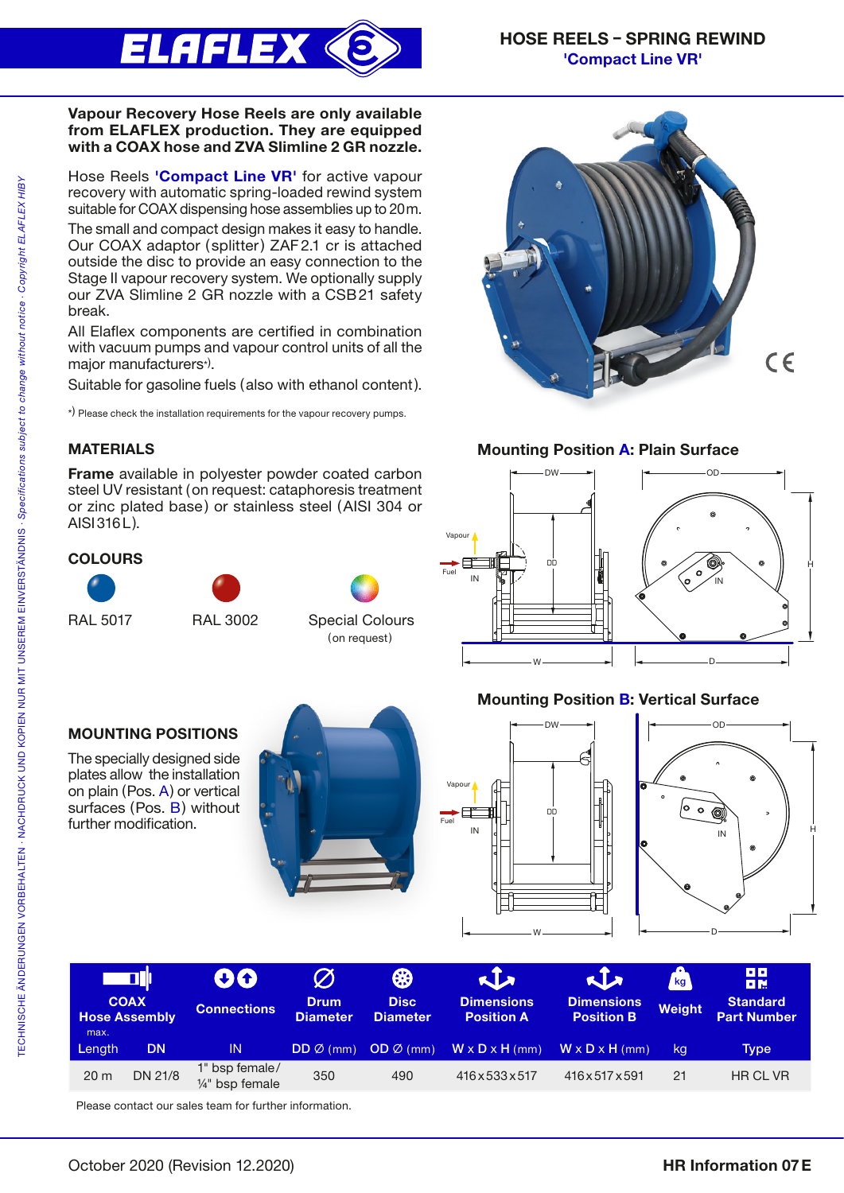# HOSE REELS – SPRING REWIND

## 'Compact Line VR'

**Vapour Recovery Hose Reels are only available from ELAFLEX production. They are equipped with a COAX hose and ZVA Slimline 2 GR nozzle.**

Hose Reels **'Compact Line VR'** for active vapour recovery with automatic spring-loaded rewind system suitable for COAX dispensing hose assemblies up to 20 m.

The small and compact design makes it easy to handle. Our COAX adaptor (splitter) ZAF 2.1 cr is attached outside the disc to provide an easy connection to the Stage II vapour recovery system. We optionally supply our ZVA Slimline 2 GR nozzle with a CSB21 safety break.

All Elaflex components are certified in combination with vacuum pumps and vapour control units of all the major manufacturers*).

Suitable for gasoline fuels (also with ethanol content).

*) Please check the installation requirements for the vapour recovery pumps.

### MATERIALS

**Frame** available in polyester powder coated carbon steel UV resistant (on request: cataphoresis treatment or zinc plated base) or stainless steel (AISI 304 or AISI 316 L).

### COLOURS

RAL 5017 — RAL 3002 — Special Colours (on request)

### MOUNTING POSITIONS

The specially designed side plates allow the installation on plain surface (Pos. A) or vertical surfaces (Pos. B) without further modification.

### Mounting Position A: Plain Surface

### Mounting Position B: Vertical Surface

| COAX Hose Assembly max. Length | DN | Connections IN | Drum Diameter DD Ø (mm) | Disc Diameter OD Ø (mm) | Dimensions Position A W x D x H (mm) | Dimensions Position B W x D x H (mm) | Weight kg | Standard Part Number Type |
|---|---|---|---|---|---|---|---|---|
| 20 m | DN 21/8 | 1" bsp female/ ¼" bsp female | 350 | 490 | 416 x 533 x 517 | 416 x 517 x 591 | 21 | HR CL VR |

Please contact our sales team for further information.

October 2020 (Revision 12.2020) — HR Information 07 E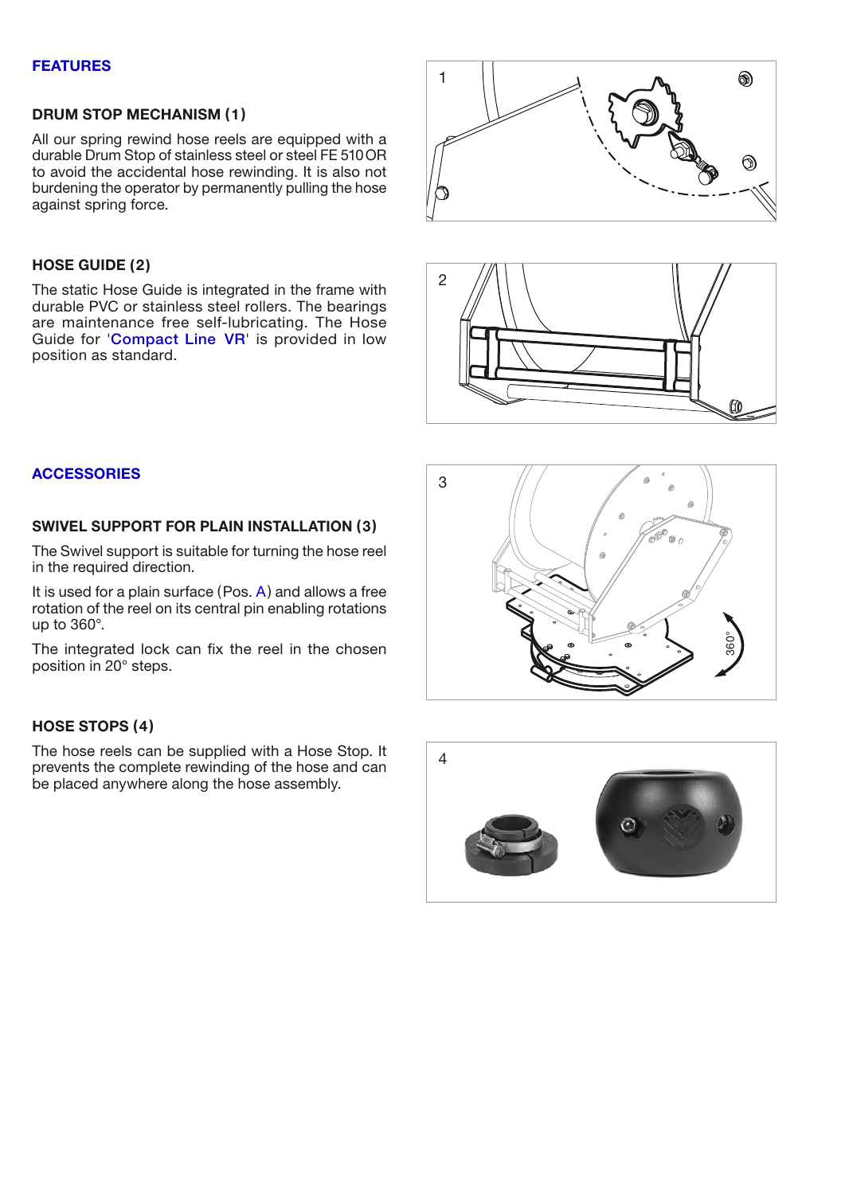## FEATURES

### DRUM STOP MECHANISM (1)

All our spring rewind hose reels are equipped with a durable Drum Stop of stainless steel or steel FE 510 OR to avoid the accidental hose rewinding. It is also not burdening the operator by permanently pulling the hose against spring force.

### HOSE GUIDE (2)

The static Hose Guide is integrated in the frame with durable PVC or stainless steel rollers. The bearings are maintenance free self-lubricating. The Hose Guide for 'Compact Line VR' is provided in low position as standard.

## ACCESSORIES

### SWIVEL SUPPORT FOR PLAIN INSTALLATION (3)

The Swivel support is suitable for turning the hose reel in the required direction.

It is used for a plain surface (Pos. A) and allows a free rotation of the reel on its central pin enabling rotations up to 360°.

The integrated lock can fix the reel in the chosen position in 20° steps.

### HOSE STOPS (4)

The hose reels can be supplied with a Hose Stop. It prevents the complete rewinding of the hose and can be placed anywhere along the hose assembly.

1

2

3

360°

4